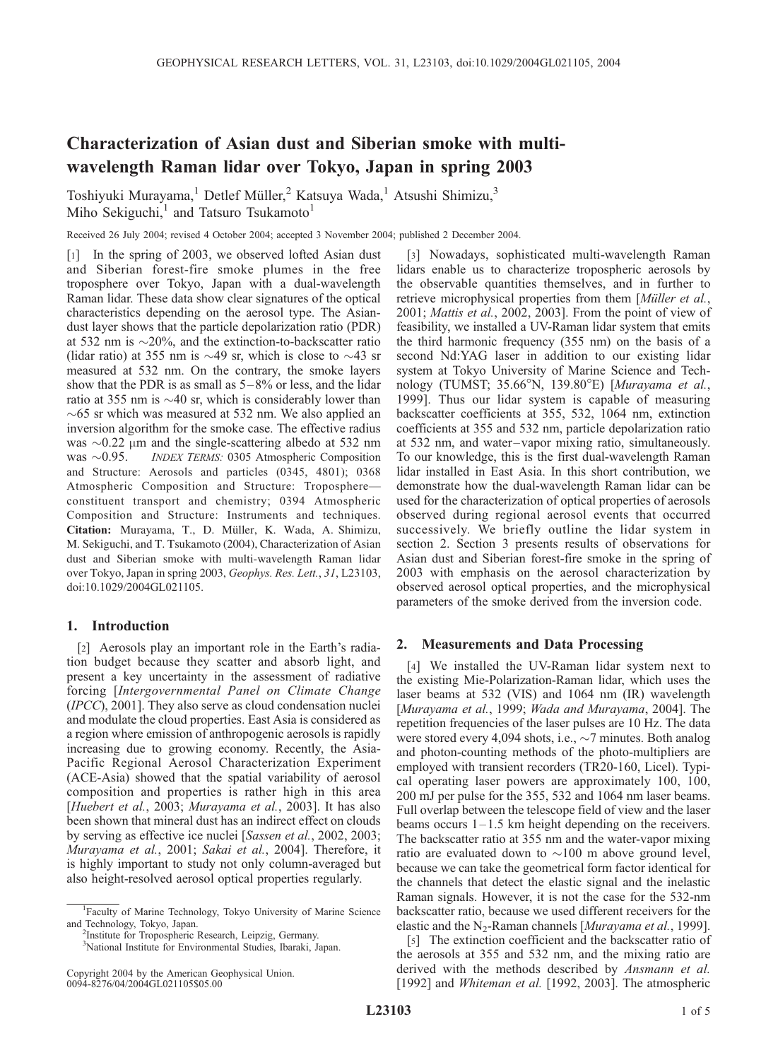# Characterization of Asian dust and Siberian smoke with multi-wavelength Raman lidar over Tokyo, Japan in spring 2003

Toshiyuki Murayama,[1] Detlef Müller,[2] Katsuya Wada,[1] Atsushi Shimizu,[3] Miho Sekiguchi,[1] and Tatsuro Tsukamoto[1]

Received 26 July 2004; revised 4 October 2004; accepted 3 November 2004; published 2 December 2004.

[1] In the spring of 2003, we observed lofted Asian dust and Siberian forest-fire smoke plumes in the free troposphere over Tokyo, Japan with a dual-wavelength Raman lidar. These data show clear signatures of the optical characteristics depending on the aerosol type. The Asian-dust layer shows that the particle depolarization ratio (PDR) at 532 nm is ~20%, and the extinction-to-backscatter ratio (lidar ratio) at 355 nm is ~49 sr, which is close to ~43 sr measured at 532 nm. On the contrary, the smoke layers show that the PDR is as small as 5–8% or less, and the lidar ratio at 355 nm is ~40 sr, which is considerably lower than ~65 sr which was measured at 532 nm. We also applied an inversion algorithm for the smoke case. The effective radius was ~0.22 μm and the single-scattering albedo at 532 nm was ~0.95. *INDEX TERMS:* 0305 Atmospheric Composition and Structure: Aerosols and particles (0345, 4801); 0368 Atmospheric Composition and Structure: Troposphere—constituent transport and chemistry; 0394 Atmospheric Composition and Structure: Instruments and techniques. **Citation:** Murayama, T., D. Müller, K. Wada, A. Shimizu, M. Sekiguchi, and T. Tsukamoto (2004), Characterization of Asian dust and Siberian smoke with multi-wavelength Raman lidar over Tokyo, Japan in spring 2003, *Geophys. Res. Lett.*, *31*, L23103, doi:10.1029/2004GL021105.

## 1. Introduction

[2] Aerosols play an important role in the Earth's radiation budget because they scatter and absorb light, and present a key uncertainty in the assessment of radiative forcing [*Intergovernmental Panel on Climate Change* (*IPCC*), 2001]. They also serve as cloud condensation nuclei and modulate the cloud properties. East Asia is considered as a region where emission of anthropogenic aerosols is rapidly increasing due to growing economy. Recently, the Asia-Pacific Regional Aerosol Characterization Experiment (ACE-Asia) showed that the spatial variability of aerosol composition and properties is rather high in this area [*Huebert et al.*, 2003; *Murayama et al.*, 2003]. It has also been shown that mineral dust has an indirect effect on clouds by serving as effective ice nuclei [*Sassen et al.*, 2002, 2003; *Murayama et al.*, 2001; *Sakai et al.*, 2004]. Therefore, it is highly important to study not only column-averaged but also height-resolved aerosol optical properties regularly.

[3] Nowadays, sophisticated multi-wavelength Raman lidars enable us to characterize tropospheric aerosols by the observable quantities themselves, and in further to retrieve microphysical properties from them [*Müller et al.*, 2001; *Mattis et al.*, 2002, 2003]. From the point of view of feasibility, we installed a UV-Raman lidar system that emits the third harmonic frequency (355 nm) on the basis of a second Nd:YAG laser in addition to our existing lidar system at Tokyo University of Marine Science and Technology (TUMST; 35.66°N, 139.80°E) [*Murayama et al.*, 1999]. Thus our lidar system is capable of measuring backscatter coefficients at 355, 532, 1064 nm, extinction coefficients at 355 and 532 nm, particle depolarization ratio at 532 nm, and water–vapor mixing ratio, simultaneously. To our knowledge, this is the first dual-wavelength Raman lidar installed in East Asia. In this short contribution, we demonstrate how the dual-wavelength Raman lidar can be used for the characterization of optical properties of aerosols observed during regional aerosol events that occurred successively. We briefly outline the lidar system in section 2. Section 3 presents results of observations for Asian dust and Siberian forest-fire smoke in the spring of 2003 with emphasis on the aerosol characterization by observed aerosol optical properties, and the microphysical parameters of the smoke derived from the inversion code.

## 2. Measurements and Data Processing

[4] We installed the UV-Raman lidar system next to the existing Mie-Polarization-Raman lidar, which uses the laser beams at 532 (VIS) and 1064 nm (IR) wavelength [*Murayama et al.*, 1999; *Wada and Murayama*, 2004]. The repetition frequencies of the laser pulses are 10 Hz. The data were stored every 4,094 shots, i.e., ~7 minutes. Both analog and photon-counting methods of the photo-multipliers are employed with transient recorders (TR20-160, Licel). Typical operating laser powers are approximately 100, 100, 200 mJ per pulse for the 355, 532 and 1064 nm laser beams. Full overlap between the telescope field of view and the laser beams occurs 1–1.5 km height depending on the receivers. The backscatter ratio at 355 nm and the water-vapor mixing ratio are evaluated down to ~100 m above ground level, because we can take the geometrical form factor identical for the channels that detect the elastic signal and the inelastic Raman signals. However, it is not the case for the 532-nm backscatter ratio, because we used different receivers for the elastic and the $N_2$-Raman channels [*Murayama et al.*, 1999].

[5] The extinction coefficient and the backscatter ratio of the aerosols at 355 and 532 nm, and the mixing ratio are derived with the methods described by *Ansmann et al.* [1992] and *Whiteman et al.* [1992, 2003]. The atmospheric

---

[1] Faculty of Marine Technology, Tokyo University of Marine Science and Technology, Tokyo, Japan.

[2] Institute for Tropospheric Research, Leipzig, Germany.

[3] National Institute for Environmental Studies, Ibaraki, Japan.

Copyright 2004 by the American Geophysical Union. 0094-8276/04/2004GL021105$05.00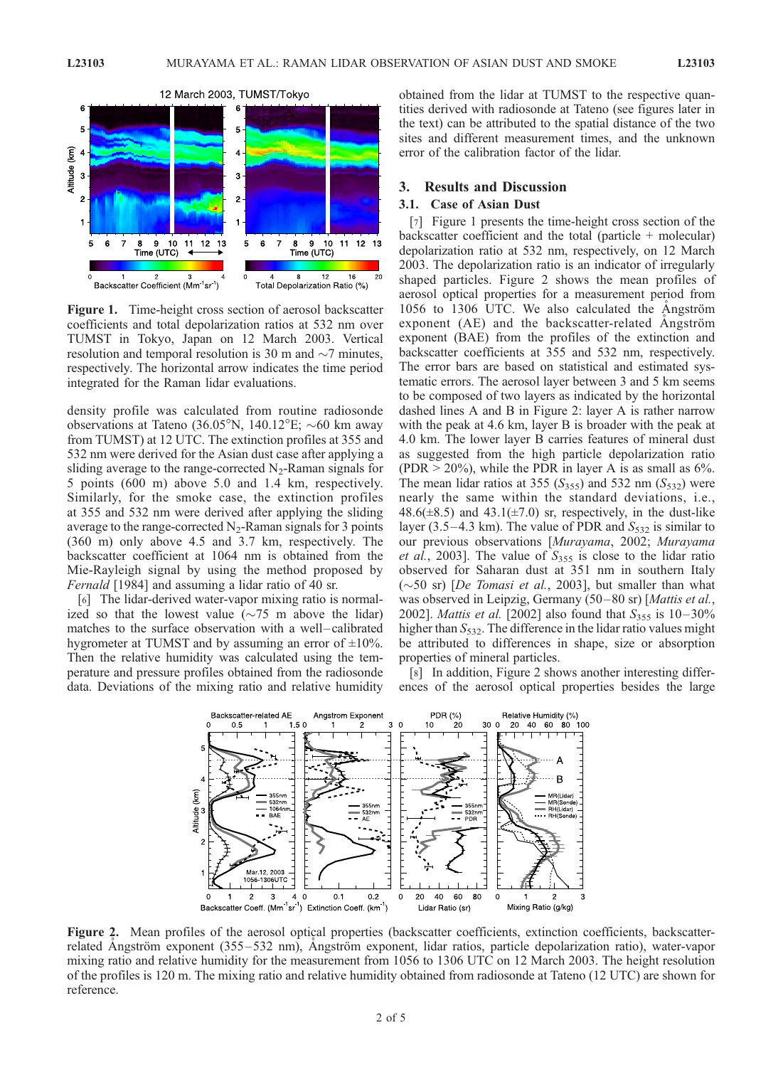Figure 1. Time-height cross section of aerosol backscatter coefficients and total depolarization ratios at 532 nm over TUMST in Tokyo, Japan on 12 March 2003. Vertical resolution and temporal resolution is 30 m and ~7 minutes, respectively. The horizontal arrow indicates the time period integrated for the Raman lidar evaluations.

density profile was calculated from routine radiosonde observations at Tateno (36.05°N, 140.12°E; ~60 km away from TUMST) at 12 UTC. The extinction profiles at 355 and 532 nm were derived for the Asian dust case after applying a sliding average to the range-corrected $N_2$-Raman signals for 5 points (600 m) above 5.0 and 1.4 km, respectively. Similarly, for the smoke case, the extinction profiles at 355 and 532 nm were derived after applying the sliding average to the range-corrected $N_2$-Raman signals for 3 points (360 m) only above 4.5 and 3.7 km, respectively. The backscatter coefficient at 1064 nm is obtained from the Mie-Rayleigh signal by using the method proposed by *Fernald* [1984] and assuming a lidar ratio of 40 sr.

[6] The lidar-derived water-vapor mixing ratio is normalized so that the lowest value (~75 m above the lidar) matches to the surface observation with a well–calibrated hygrometer at TUMST and by assuming an error of ±10%. Then the relative humidity was calculated using the temperature and pressure profiles obtained from the radiosonde data. Deviations of the mixing ratio and relative humidity obtained from the lidar at TUMST to the respective quantities derived with radiosonde at Tateno (see figures later in the text) can be attributed to the spatial distance of the two sites and different measurement times, and the unknown error of the calibration factor of the lidar.

## 3. Results and Discussion

### 3.1. Case of Asian Dust

[7] Figure 1 presents the time-height cross section of the backscatter coefficient and the total (particle + molecular) depolarization ratio at 532 nm, respectively, on 12 March 2003. The depolarization ratio is an indicator of irregularly shaped particles. Figure 2 shows the mean profiles of aerosol optical properties for a measurement period from 1056 to 1306 UTC. We also calculated the Ångström exponent (AE) and the backscatter-related Ångström exponent (BAE) from the profiles of the extinction and backscatter coefficients at 355 and 532 nm, respectively. The error bars are based on statistical and estimated systematic errors. The aerosol layer between 3 and 5 km seems to be composed of two layers as indicated by the horizontal dashed lines A and B in Figure 2: layer A is rather narrow with the peak at 4.6 km, layer B is broader with the peak at 4.0 km. The lower layer B carries features of mineral dust as suggested from the high particle depolarization ratio (PDR > 20%), while the PDR in layer A is as small as 6%. The mean lidar ratios at 355 ($S_{355}$) and 532 nm ($S_{532}$) were nearly the same within the standard deviations, i.e., 48.6(±8.5) and 43.1(±7.0) sr, respectively, in the dust-like layer (3.5–4.3 km). The value of PDR and $S_{532}$ is similar to our previous observations [*Murayama*, 2002; *Murayama et al.*, 2003]. The value of $S_{355}$ is close to the lidar ratio observed for Saharan dust at 351 nm in southern Italy (~50 sr) [*De Tomasi et al.*, 2003], but smaller than what was observed in Leipzig, Germany (50–80 sr) [*Mattis et al.*, 2002]. *Mattis et al.* [2002] also found that $S_{355}$ is 10–30% higher than $S_{532}$. The difference in the lidar ratio values might be attributed to differences in shape, size or absorption properties of mineral particles.

[8] In addition, Figure 2 shows another interesting differences of the aerosol optical properties besides the large

Figure 2. Mean profiles of the aerosol optical properties (backscatter coefficients, extinction coefficients, backscatter-related Ångström exponent (355–532 nm), Ångström exponent, lidar ratios, particle depolarization ratio), water-vapor mixing ratio and relative humidity for the measurement from 1056 to 1306 UTC on 12 March 2003. The height resolution of the profiles is 120 m. The mixing ratio and relative humidity obtained from radiosonde at Tateno (12 UTC) are shown for reference.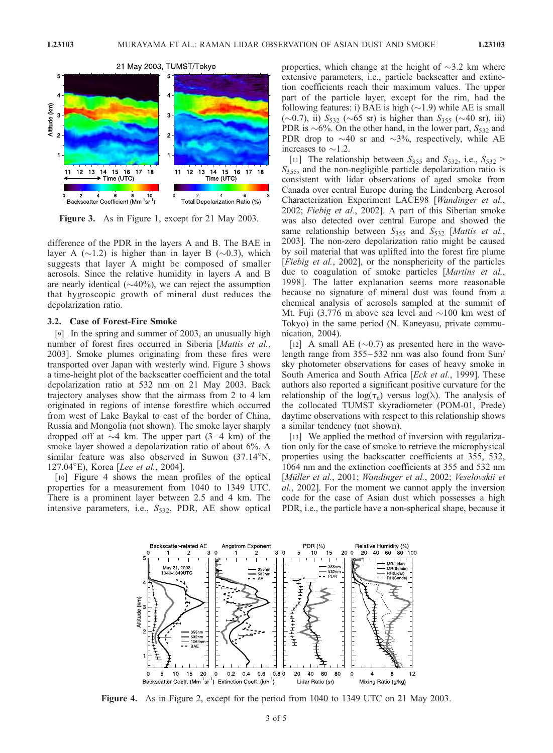Figure 3. As in Figure 1, except for 21 May 2003.

difference of the PDR in the layers A and B. The BAE in layer A (∼1.2) is higher than in layer B (∼0.3), which suggests that layer A might be composed of smaller aerosols. Since the relative humidity in layers A and B are nearly identical (∼40%), we can reject the assumption that hygroscopic growth of mineral dust reduces the depolarization ratio.

### 3.2. Case of Forest-Fire Smoke

[9] In the spring and summer of 2003, an unusually high number of forest fires occurred in Siberia [*Mattis et al.*, 2003]. Smoke plumes originating from these fires were transported over Japan with westerly wind. Figure 3 shows a time-height plot of the backscatter coefficient and the total depolarization ratio at 532 nm on 21 May 2003. Back trajectory analyses show that the airmass from 2 to 4 km originated in regions of intense forestfire which occurred from west of Lake Baykal to east of the border of China, Russia and Mongolia (not shown). The smoke layer sharply dropped off at ∼4 km. The upper part (3–4 km) of the smoke layer showed a depolarization ratio of about 6%. A similar feature was also observed in Suwon (37.14°N, 127.04°E), Korea [*Lee et al.*, 2004].

[10] Figure 4 shows the mean profiles of the optical properties for a measurement from 1040 to 1349 UTC. There is a prominent layer between 2.5 and 4 km. The intensive parameters, i.e., $S_{532}$, PDR, AE show optical properties, which change at the height of ∼3.2 km where extensive parameters, i.e., particle backscatter and extinction coefficients reach their maximum values. The upper part of the particle layer, except for the rim, had the following features: i) BAE is high (∼1.9) while AE is small (∼0.7), ii) $S_{532}$ (∼65 sr) is higher than $S_{355}$ (∼40 sr), iii) PDR is ∼6%. On the other hand, in the lower part, $S_{532}$ and PDR drop to ∼40 sr and ∼3%, respectively, while AE increases to ∼1.2.

[11] The relationship between $S_{355}$ and $S_{532}$, i.e., $S_{532} > S_{355}$, and the non-negligible particle depolarization ratio is consistent with lidar observations of aged smoke from Canada over central Europe during the Lindenberg Aerosol Characterization Experiment LACE98 [*Wandinger et al.*, 2002; *Fiebig et al.*, 2002]. A part of this Siberian smoke was also detected over central Europe and showed the same relationship between $S_{355}$ and $S_{532}$ [*Mattis et al.*, 2003]. The non-zero depolarization ratio might be caused by soil material that was uplifted into the forest fire plume [*Fiebig et al.*, 2002], or the nonsphericity of the particles due to coagulation of smoke particles [*Martins et al.*, 1998]. The latter explanation seems more reasonable because no signature of mineral dust was found from a chemical analysis of aerosols sampled at the summit of Mt. Fuji (3,776 m above sea level and ∼100 km west of Tokyo) in the same period (N. Kaneyasu, private communication, 2004).

[12] A small AE (∼0.7) as presented here in the wavelength range from 355–532 nm was also found from Sun/sky photometer observations for cases of heavy smoke in South America and South Africa [*Eck et al.*, 1999]. These authors also reported a significant positive curvature for the relationship of the $\log(\tau_a)$ versus $\log(\lambda)$. The analysis of the collocated TUMST skyradiometer (POM-01, Prede) daytime observations with respect to this relationship shows a similar tendency (not shown).

[13] We applied the method of inversion with regularization only for the case of smoke to retrieve the microphysical properties using the backscatter coefficients at 355, 532, 1064 nm and the extinction coefficients at 355 and 532 nm [*Müller et al.*, 2001; *Wandinger et al.*, 2002; *Veselovskii et al.*, 2002]. For the moment we cannot apply the inversion code for the case of Asian dust which possesses a high PDR, i.e., the particle have a non-spherical shape, because it

Figure 4. As in Figure 2, except for the period from 1040 to 1349 UTC on 21 May 2003.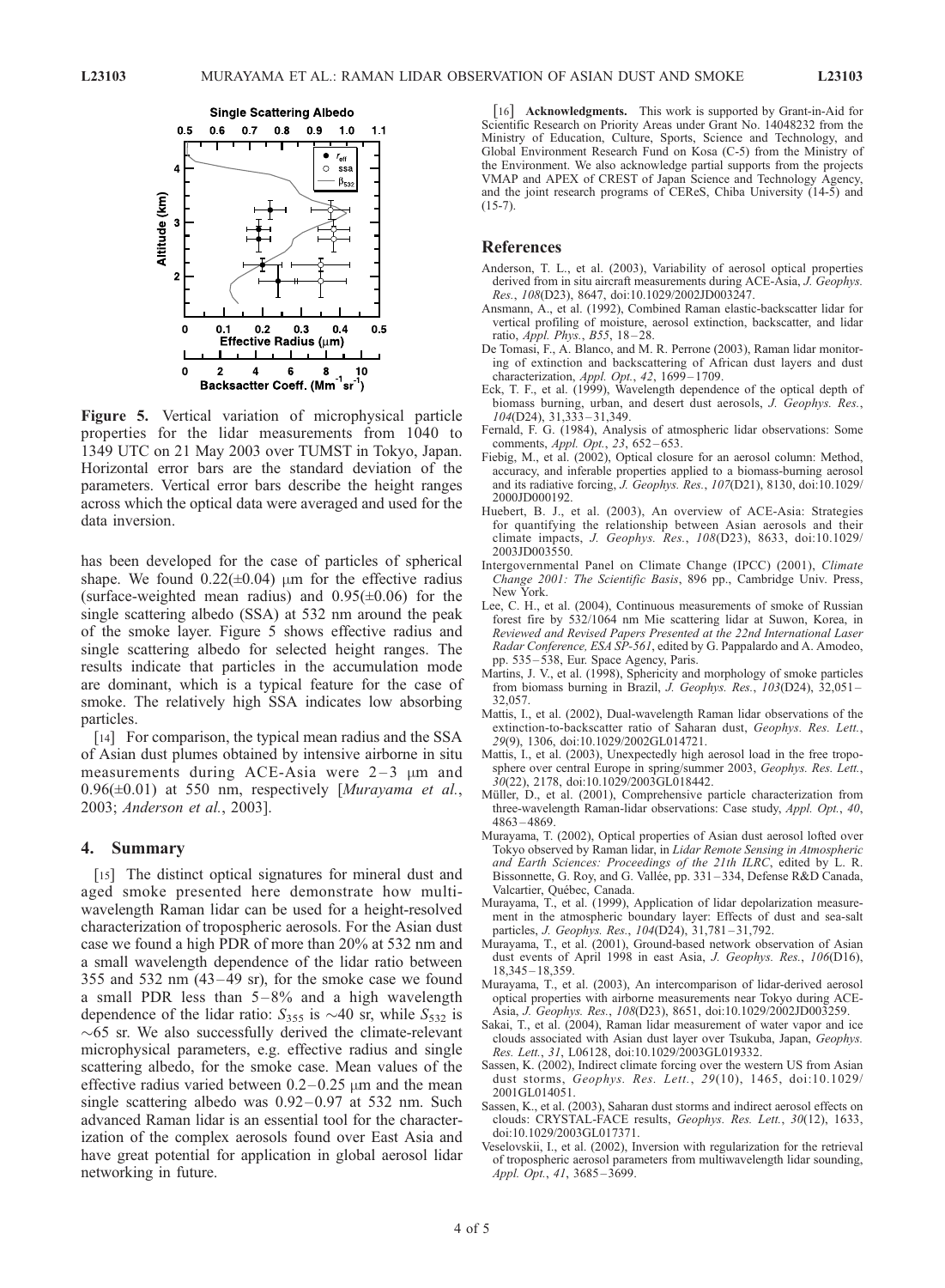Figure 5. Vertical variation of microphysical particle properties for the lidar measurements from 1040 to 1349 UTC on 21 May 2003 over TUMST in Tokyo, Japan. Horizontal error bars are the standard deviation of the parameters. Vertical error bars describe the height ranges across which the optical data were averaged and used for the data inversion.

has been developed for the case of particles of spherical shape. We found 0.22(±0.04) μm for the effective radius (surface-weighted mean radius) and 0.95(±0.06) for the single scattering albedo (SSA) at 532 nm around the peak of the smoke layer. Figure 5 shows effective radius and single scattering albedo for selected height ranges. The results indicate that particles in the accumulation mode are dominant, which is a typical feature for the case of smoke. The relatively high SSA indicates low absorbing particles.

[14] For comparison, the typical mean radius and the SSA of Asian dust plumes obtained by intensive airborne in situ measurements during ACE-Asia were 2–3 μm and 0.96(±0.01) at 550 nm, respectively [*Murayama et al.*, 2003; *Anderson et al.*, 2003].

## 4. Summary

[15] The distinct optical signatures for mineral dust and aged smoke presented here demonstrate how multi-wavelength Raman lidar can be used for a height-resolved characterization of tropospheric aerosols. For the Asian dust case we found a high PDR of more than 20% at 532 nm and a small wavelength dependence of the lidar ratio between 355 and 532 nm (43–49 sr), for the smoke case we found a small PDR less than 5–8% and a high wavelength dependence of the lidar ratio: $S_{355}$ is ~40 sr, while $S_{532}$ is ~65 sr. We also successfully derived the climate-relevant microphysical parameters, e.g. effective radius and single scattering albedo, for the smoke case. Mean values of the effective radius varied between 0.2–0.25 μm and the mean single scattering albedo was 0.92–0.97 at 532 nm. Such advanced Raman lidar is an essential tool for the characterization of the complex aerosols found over East Asia and have great potential for application in global aerosol lidar networking in future.

[16] **Acknowledgments.** This work is supported by Grant-in-Aid for Scientific Research on Priority Areas under Grant No. 14048232 from the Ministry of Education, Culture, Sports, Science and Technology, and Global Environment Research Fund on Kosa (C-5) from the Ministry of the Environment. We also acknowledge partial supports from the projects VMAP and APEX of CREST of Japan Science and Technology Agency, and the joint research programs of CEReS, Chiba University (14-5) and (15-7).

## References

Anderson, T. L., et al. (2003), Variability of aerosol optical properties derived from in situ aircraft measurements during ACE-Asia, *J. Geophys. Res.*, *108*(D23), 8647, doi:10.1029/2002JD003247.

Ansmann, A., et al. (1992), Combined Raman elastic-backscatter lidar for vertical profiling of moisture, aerosol extinction, backscatter, and lidar ratio, *Appl. Phys.*, *B55*, 18–28.

De Tomasi, F., A. Blanco, and M. R. Perrone (2003), Raman lidar monitoring of extinction and backscattering of African dust layers and dust characterization, *Appl. Opt.*, *42*, 1699–1709.

Eck, T. F., et al. (1999), Wavelength dependence of the optical depth of biomass burning, urban, and desert dust aerosols, *J. Geophys. Res.*, *104*(D24), 31,333–31,349.

Fernald, F. G. (1984), Analysis of atmospheric lidar observations: Some comments, *Appl. Opt.*, *23*, 652–653.

Fiebig, M., et al. (2002), Optical closure for an aerosol column: Method, accuracy, and inferable properties applied to a biomass-burning aerosol and its radiative forcing, *J. Geophys. Res.*, *107*(D21), 8130, doi:10.1029/2000JD000192.

Huebert, B. J., et al. (2003), An overview of ACE-Asia: Strategies for quantifying the relationship between Asian aerosols and their climate impacts, *J. Geophys. Res.*, *108*(D23), 8633, doi:10.1029/2003JD003550.

Intergovernmental Panel on Climate Change (IPCC) (2001), *Climate Change 2001: The Scientific Basis*, 896 pp., Cambridge Univ. Press, New York.

Lee, C. H., et al. (2004), Continuous measurements of smoke of Russian forest fire by 532/1064 nm Mie scattering lidar at Suwon, Korea, in *Reviewed and Revised Papers Presented at the 22nd International Laser Radar Conference, ESA SP-561*, edited by G. Pappalardo and A. Amodeo, pp. 535–538, Eur. Space Agency, Paris.

Martins, J. V., et al. (1998), Sphericity and morphology of smoke particles from biomass burning in Brazil, *J. Geophys. Res.*, *103*(D24), 32,051–32,057.

Mattis, I., et al. (2002), Dual-wavelength Raman lidar observations of the extinction-to-backscatter ratio of Saharan dust, *Geophys. Res. Lett.*, *29*(9), 1306, doi:10.1029/2002GL014721.

Mattis, I., et al. (2003), Unexpectedly high aerosol load in the free troposphere over central Europe in spring/summer 2003, *Geophys. Res. Lett.*, *30*(22), 2178, doi:10.1029/2003GL018442.

Müller, D., et al. (2001), Comprehensive particle characterization from three-wavelength Raman-lidar observations: Case study, *Appl. Opt.*, *40*, 4863–4869.

Murayama, T. (2002), Optical properties of Asian dust aerosol lofted over Tokyo observed by Raman lidar, in *Lidar Remote Sensing in Atmospheric and Earth Sciences: Proceedings of the 21th ILRC*, edited by L. R. Bissonnette, G. Roy, and G. Vallée, pp. 331–334, Defense R&D Canada, Valcartier, Québec, Canada.

Murayama, T., et al. (1999), Application of lidar depolarization measurement in the atmospheric boundary layer: Effects of dust and sea-salt particles, *J. Geophys. Res.*, *104*(D24), 31,781–31,792.

Murayama, T., et al. (2001), Ground-based network observation of Asian dust events of April 1998 in east Asia, *J. Geophys. Res.*, *106*(D16), 18,345–18,359.

Murayama, T., et al. (2003), An intercomparison of lidar-derived aerosol optical properties with airborne measurements near Tokyo during ACE-Asia, *J. Geophys. Res.*, *108*(D23), 8651, doi:10.1029/2002JD003259.

Sakai, T., et al. (2004), Raman lidar measurement of water vapor and ice clouds associated with Asian dust layer over Tsukuba, Japan, *Geophys. Res. Lett.*, *31*, L06128, doi:10.1029/2003GL019332.

Sassen, K. (2002), Indirect climate forcing over the western US from Asian dust storms, *Geophys. Res. Lett.*, *29*(10), 1465, doi:10.1029/2001GL014051.

Sassen, K., et al. (2003), Saharan dust storms and indirect aerosol effects on clouds: CRYSTAL-FACE results, *Geophys. Res. Lett.*, *30*(12), 1633, doi:10.1029/2003GL017371.

Veselovskii, I., et al. (2002), Inversion with regularization for the retrieval of tropospheric aerosol parameters from multiwavelength lidar sounding, *Appl. Opt.*, *41*, 3685–3699.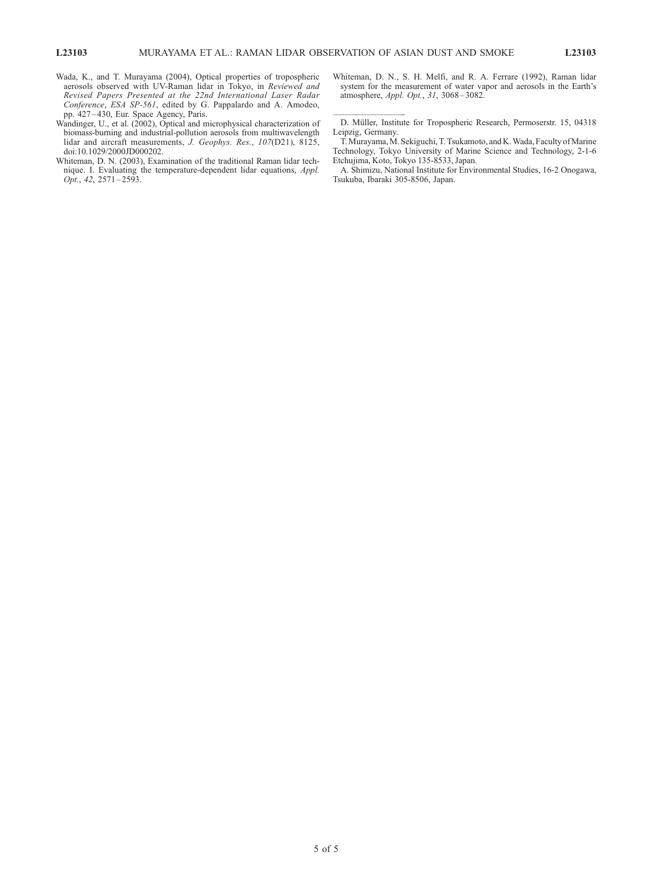Wada, K., and T. Murayama (2004), Optical properties of tropospheric aerosols observed with UV-Raman lidar in Tokyo, in *Reviewed and Revised Papers Presented at the 22nd International Laser Radar Conference*, *ESA SP-561*, edited by G. Pappalardo and A. Amodeo, pp. 427–430, Eur. Space Agency, Paris.

Wandinger, U., et al. (2002), Optical and microphysical characterization of biomass-burning and industrial-pollution aerosols from multiwavelength lidar and aircraft measurements, *J. Geophys. Res.*, *107*(D21), 8125, doi:10.1029/2000JD000202.

Whiteman, D. N. (2003), Examination of the traditional Raman lidar technique. I. Evaluating the temperature-dependent lidar equations, *Appl. Opt.*, *42*, 2571–2593.

Whiteman, D. N., S. H. Melfi, and R. A. Ferrare (1992), Raman lidar system for the measurement of water vapor and aerosols in the Earth's atmosphere, *Appl. Opt.*, *31*, 3068–3082.

---

D. Müller, Institute for Tropospheric Research, Permoserstr. 15, 04318 Leipzig, Germany.

T. Murayama, M. Sekiguchi, T. Tsukamoto, and K. Wada, Faculty of Marine Technology, Tokyo University of Marine Science and Technology, 2-1-6 Etchujima, Koto, Tokyo 135-8533, Japan.

A. Shimizu, National Institute for Environmental Studies, 16-2 Onogawa, Tsukuba, Ibaraki 305-8506, Japan.